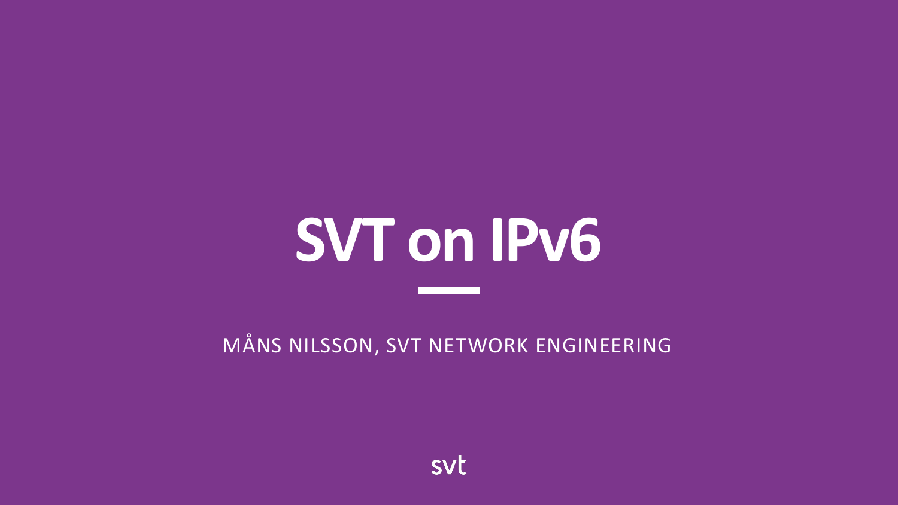# SVT on IPv6

MÅNS NILSSON, SVT NETWORK ENGINEERING

svt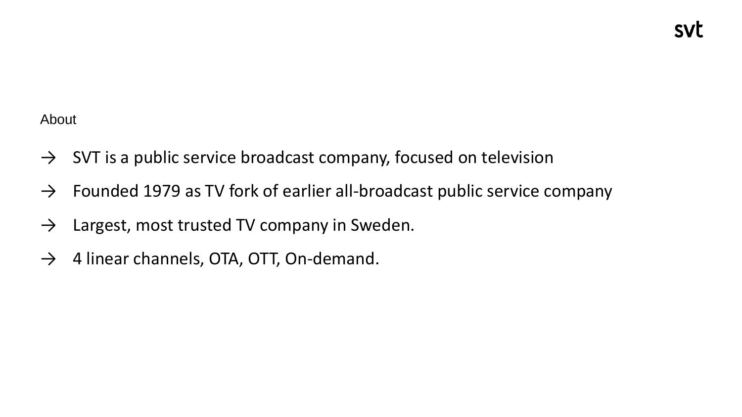## About

- → SVT is a public service broadcast company, focused on television
- → Founded 1979 as TV fork of earlier all-broadcast public service company
- → Largest, most trusted TV company in Sweden.
- → 4 linear channels, OTA, OTT, On-demand.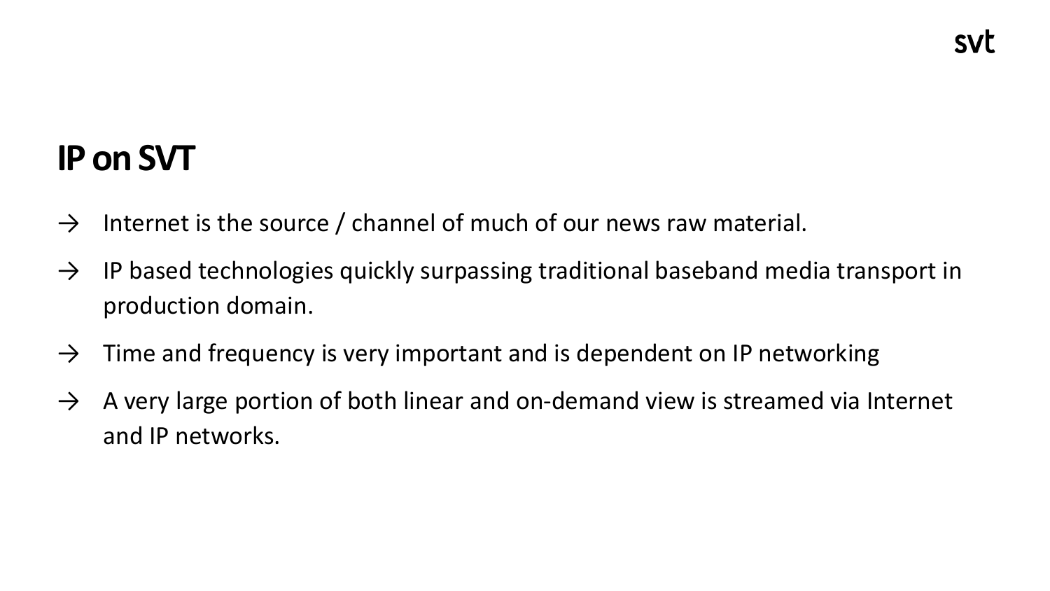# IP on SVT

- Internet is the source / channel of much of our news raw material.
- IP based technologies quickly surpassing traditional baseband media transport in production domain.
- Time and frequency is very important and is dependent on IP networking
- A very large portion of both linear and on-demand view is streamed via Internet and IP networks.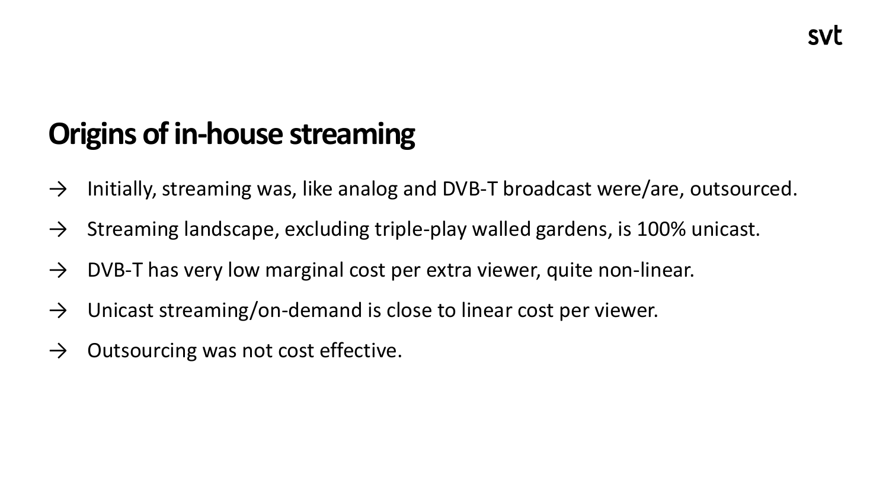# Origins of in-house streaming

- Initially, streaming was, like analog and DVB-T broadcast were/are, outsourced.
- Streaming landscape, excluding triple-play walled gardens, is 100% unicast.
- DVB-T has very low marginal cost per extra viewer, quite non-linear.
- Unicast streaming/on-demand is close to linear cost per viewer.
- Outsourcing was not cost effective.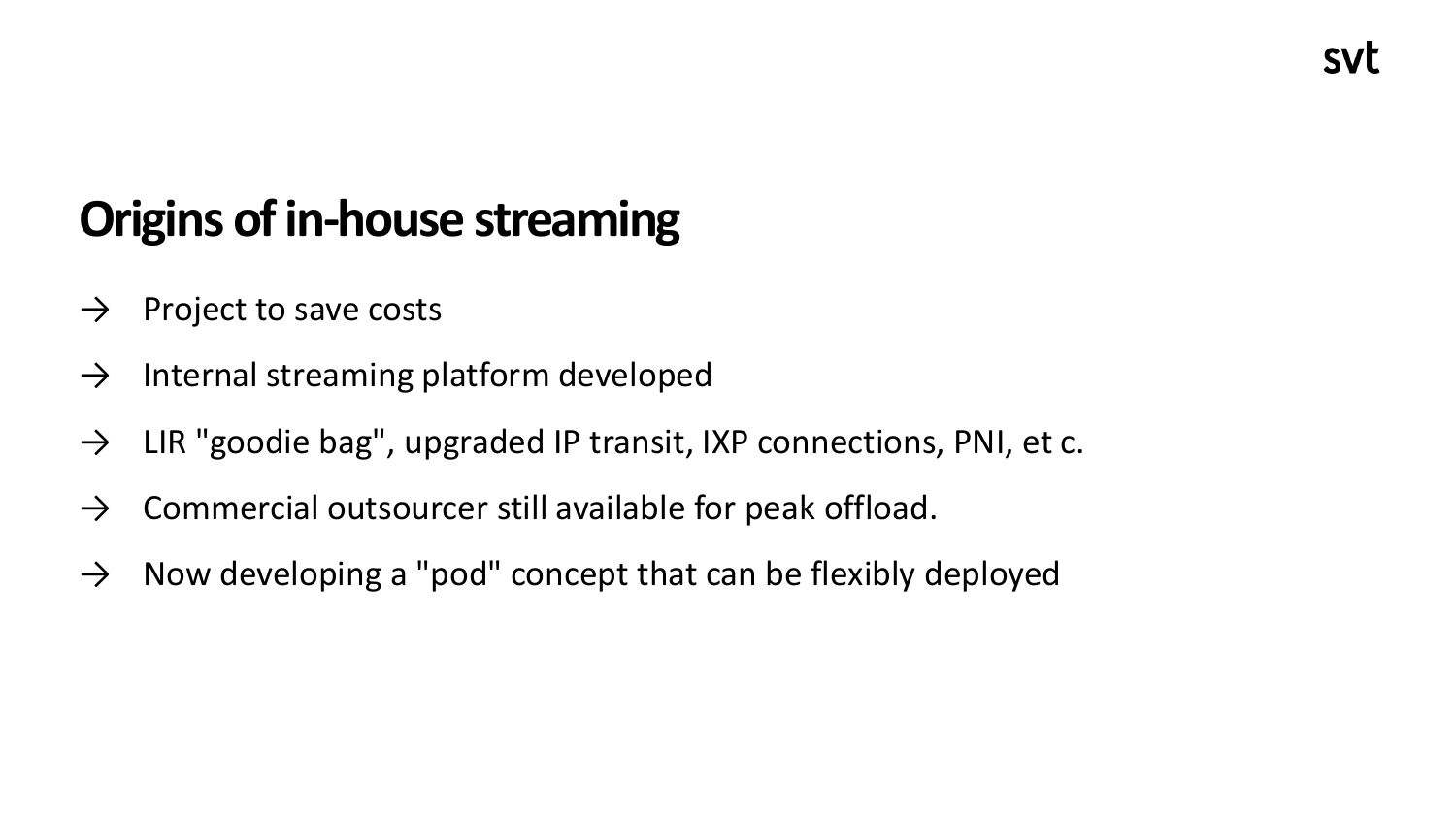# Origins of in-house streaming

→ Project to save costs

→ Internal streaming platform developed

→ LIR "goodie bag", upgraded IP transit, IXP connections, PNI, et c.

→ Commercial outsourcer still available for peak offload.

→ Now developing a "pod" concept that can be flexibly deployed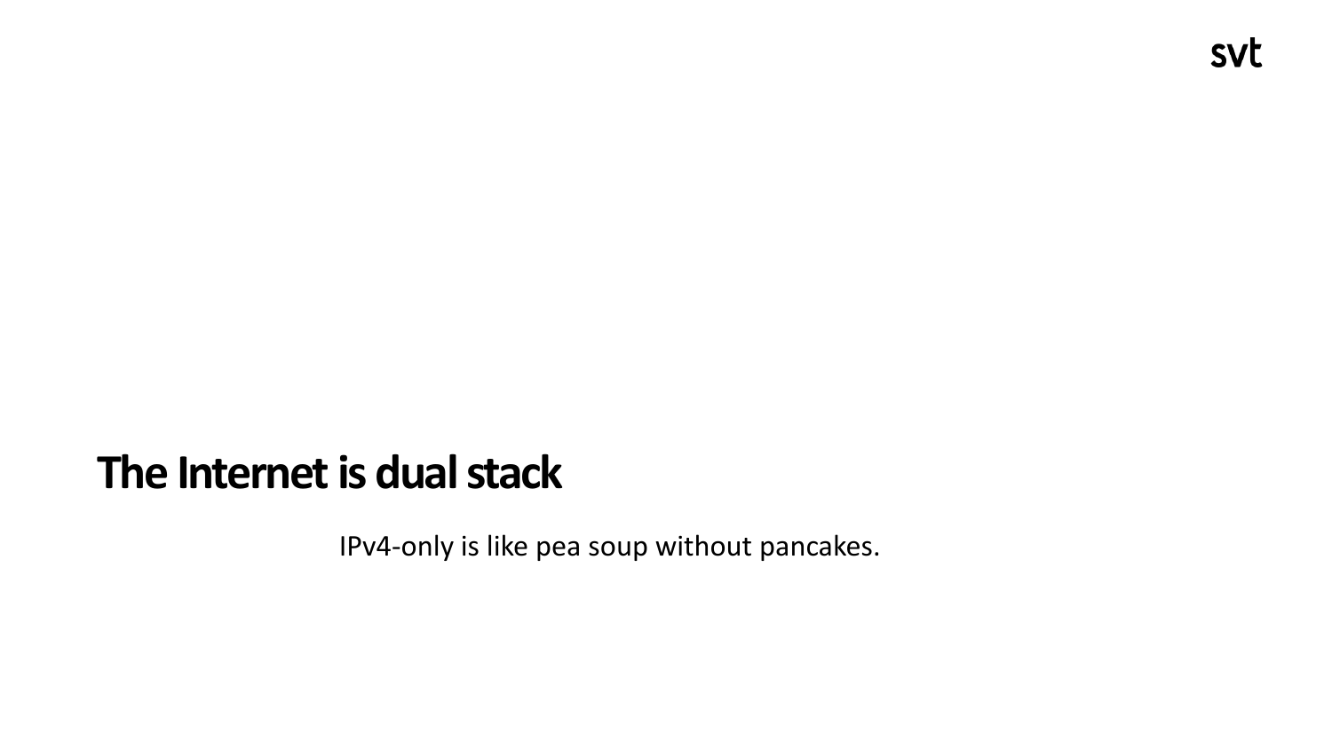# The Internet is dual stack

IPv4-only is like pea soup without pancakes.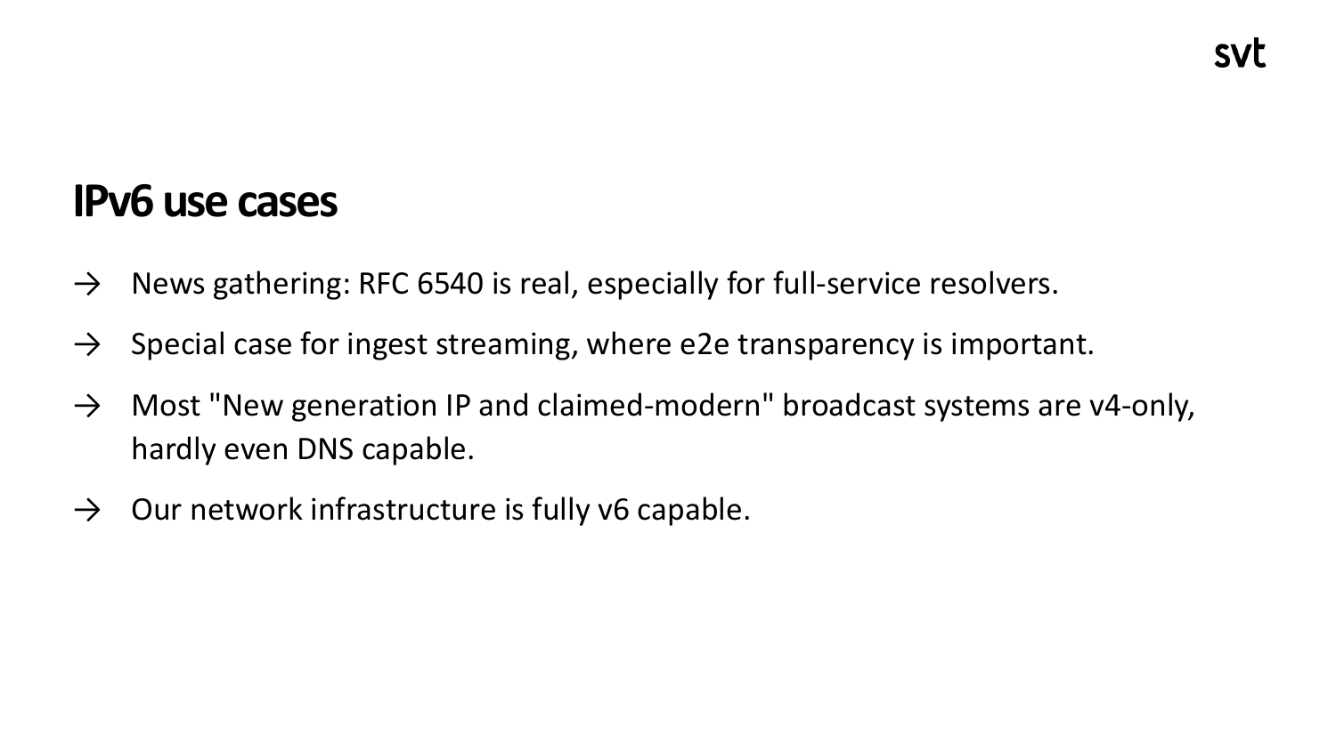# IPv6 use cases

- News gathering: RFC 6540 is real, especially for full-service resolvers.
- Special case for ingest streaming, where e2e transparency is important.
- Most "New generation IP and claimed-modern" broadcast systems are v4-only, hardly even DNS capable.
- Our network infrastructure is fully v6 capable.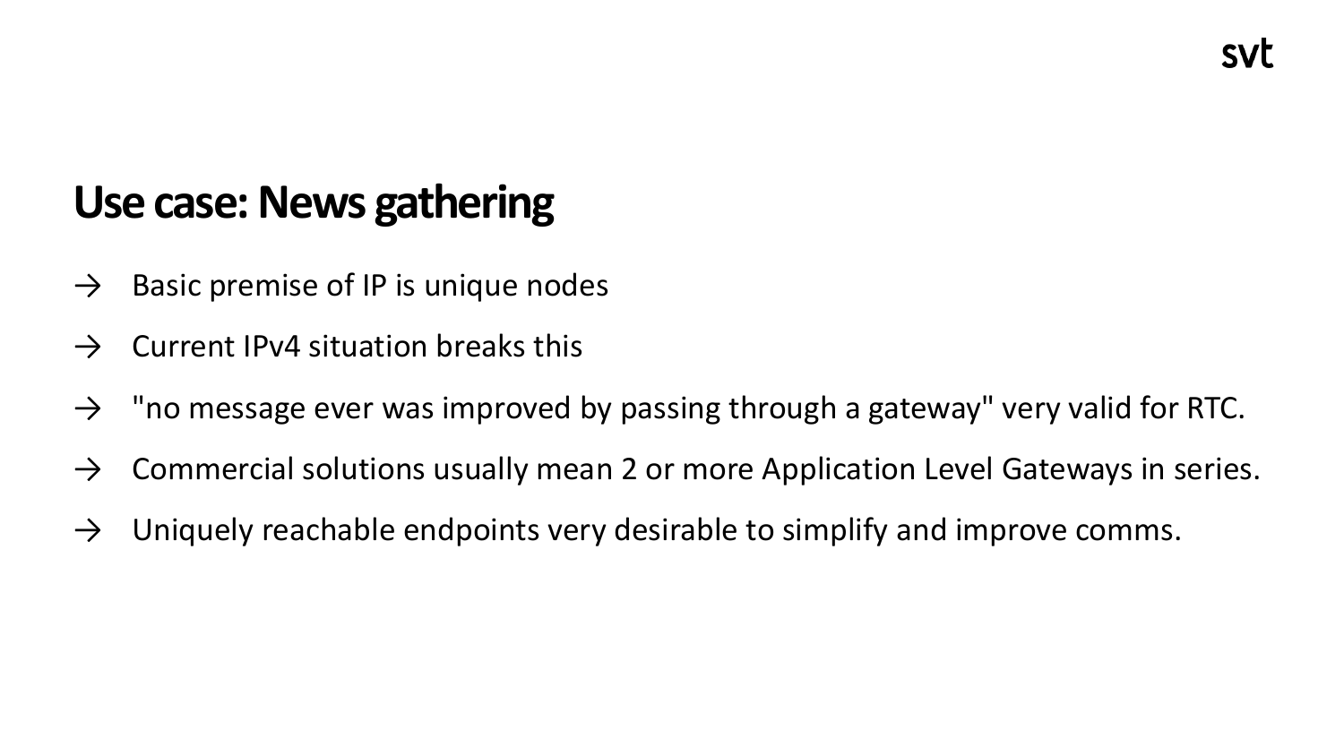# Use case: News gathering

- Basic premise of IP is unique nodes
- Current IPv4 situation breaks this
- "no message ever was improved by passing through a gateway" very valid for RTC.
- Commercial solutions usually mean 2 or more Application Level Gateways in series.
- Uniquely reachable endpoints very desirable to simplify and improve comms.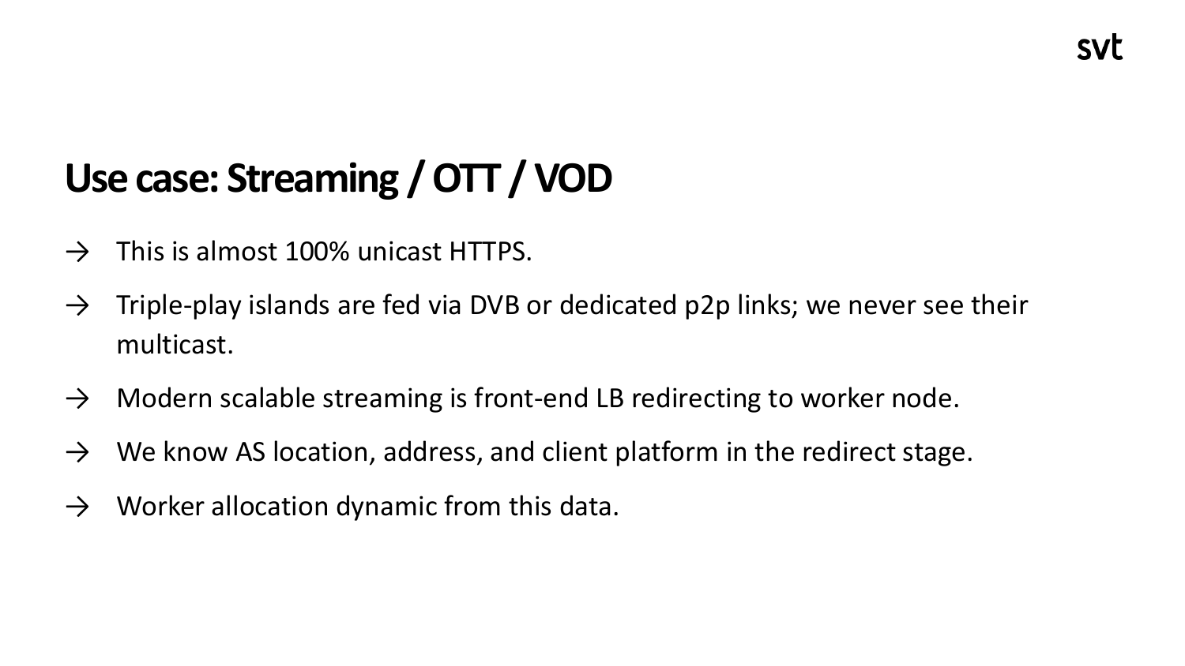# Use case: Streaming / OTT / VOD

- → This is almost 100% unicast HTTPS.
- → Triple-play islands are fed via DVB or dedicated p2p links; we never see their multicast.
- → Modern scalable streaming is front-end LB redirecting to worker node.
- → We know AS location, address, and client platform in the redirect stage.
- → Worker allocation dynamic from this data.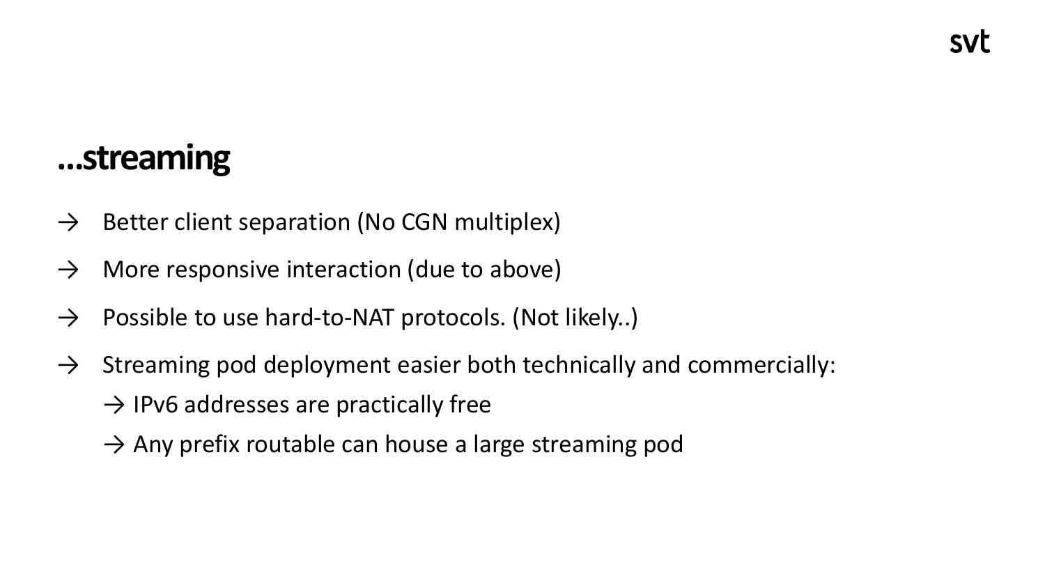# …streaming

- → Better client separation (No CGN multiplex)
- → More responsive interaction (due to above)
- → Possible to use hard-to-NAT protocols. (Not likely..)
- → Streaming pod deployment easier both technically and commercially:
  - → IPv6 addresses are practically free
  - → Any prefix routable can house a large streaming pod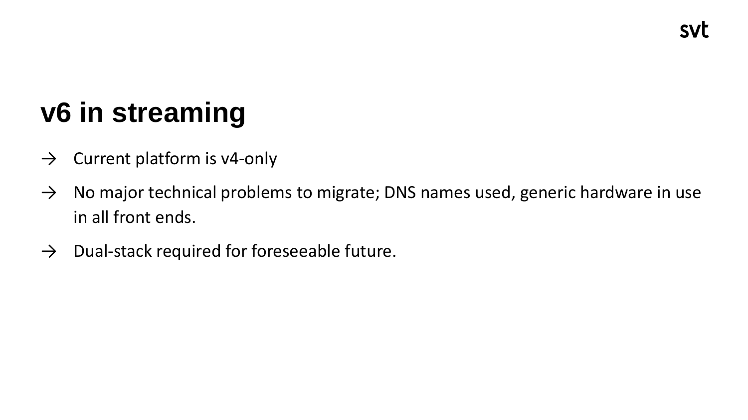# v6 in streaming

- Current platform is v4-only
- No major technical problems to migrate; DNS names used, generic hardware in use in all front ends.
- Dual-stack required for foreseeable future.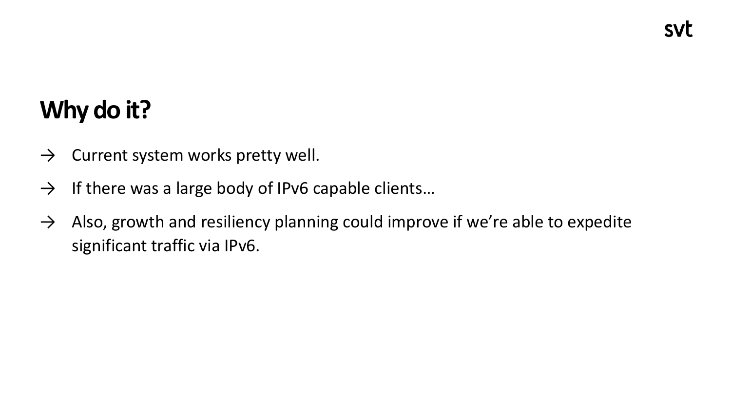# Why do it?

→ Current system works pretty well.

→ If there was a large body of IPv6 capable clients…

→ Also, growth and resiliency planning could improve if we're able to expedite significant traffic via IPv6.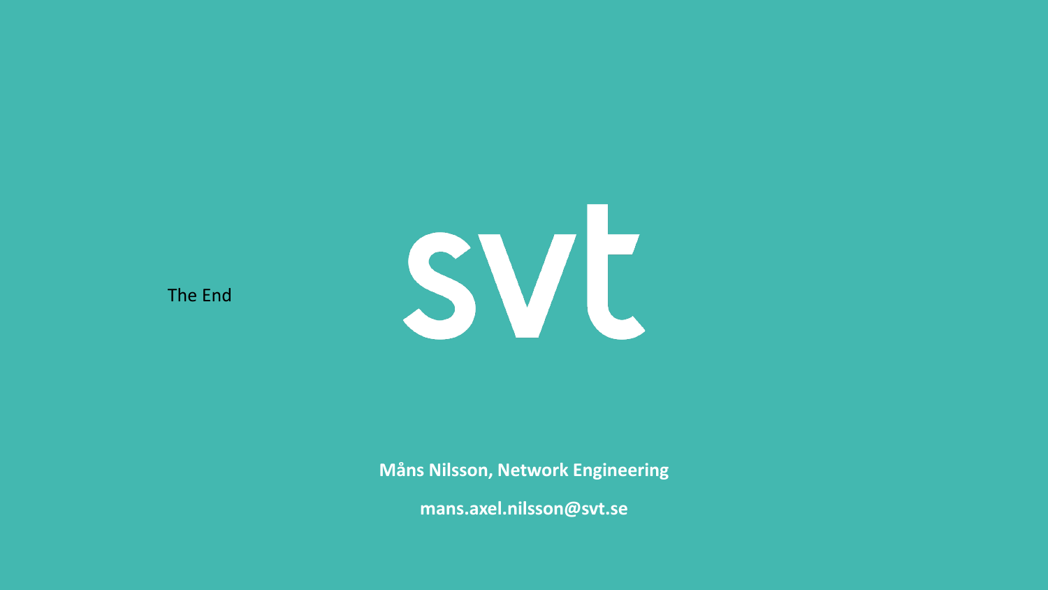The End

svt

**Måns Nilsson, Network Engineering**

**mans.axel.nilsson@svt.se**